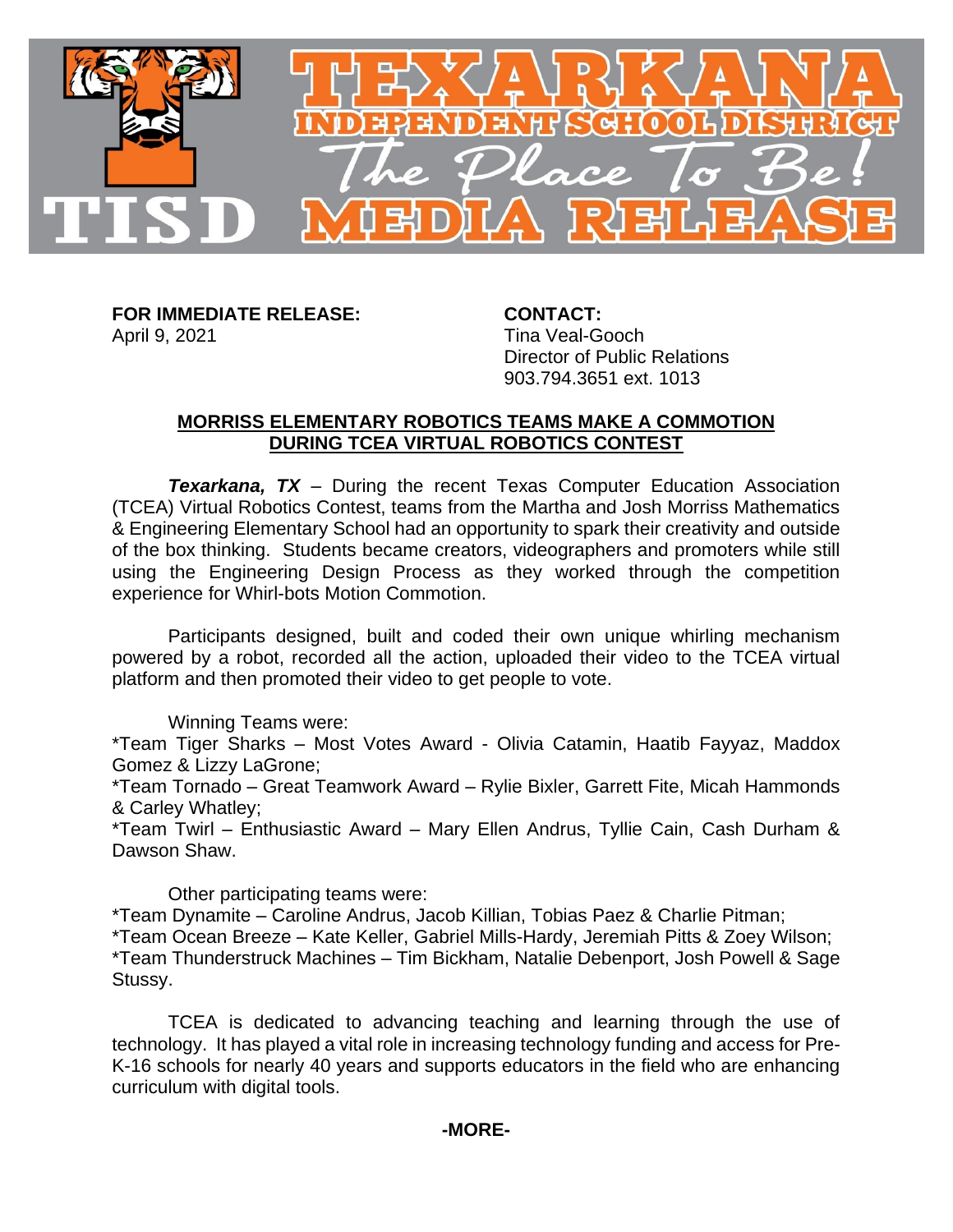# TEXARKANA INDEPENDENT SCHOOL DISTRICT

*The Place To Be!*

## MEDIA RELEASE

**FOR IMMEDIATE RELEASE:**
April 9, 2021

**CONTACT:**
Tina Veal-Gooch
Director of Public Relations
903.794.3651 ext. 1013

## MORRISS ELEMENTARY ROBOTICS TEAMS MAKE A COMMOTION DURING TCEA VIRTUAL ROBOTICS CONTEST

***Texarkana, TX*** – During the recent Texas Computer Education Association (TCEA) Virtual Robotics Contest, teams from the Martha and Josh Morriss Mathematics & Engineering Elementary School had an opportunity to spark their creativity and outside of the box thinking. Students became creators, videographers and promoters while still using the Engineering Design Process as they worked through the competition experience for Whirl-bots Motion Commotion.

Participants designed, built and coded their own unique whirling mechanism powered by a robot, recorded all the action, uploaded their video to the TCEA virtual platform and then promoted their video to get people to vote.

Winning Teams were:
*Team Tiger Sharks – Most Votes Award - Olivia Catamin, Haatib Fayyaz, Maddox Gomez & Lizzy LaGrone;
*Team Tornado – Great Teamwork Award – Rylie Bixler, Garrett Fite, Micah Hammonds & Carley Whatley;
*Team Twirl – Enthusiastic Award – Mary Ellen Andrus, Tyllie Cain, Cash Durham & Dawson Shaw.

Other participating teams were:
*Team Dynamite – Caroline Andrus, Jacob Killian, Tobias Paez & Charlie Pitman;
*Team Ocean Breeze – Kate Keller, Gabriel Mills-Hardy, Jeremiah Pitts & Zoey Wilson;
*Team Thunderstruck Machines – Tim Bickham, Natalie Debenport, Josh Powell & Sage Stussy.

TCEA is dedicated to advancing teaching and learning through the use of technology. It has played a vital role in increasing technology funding and access for Pre-K-16 schools for nearly 40 years and supports educators in the field who are enhancing curriculum with digital tools.

**-MORE-**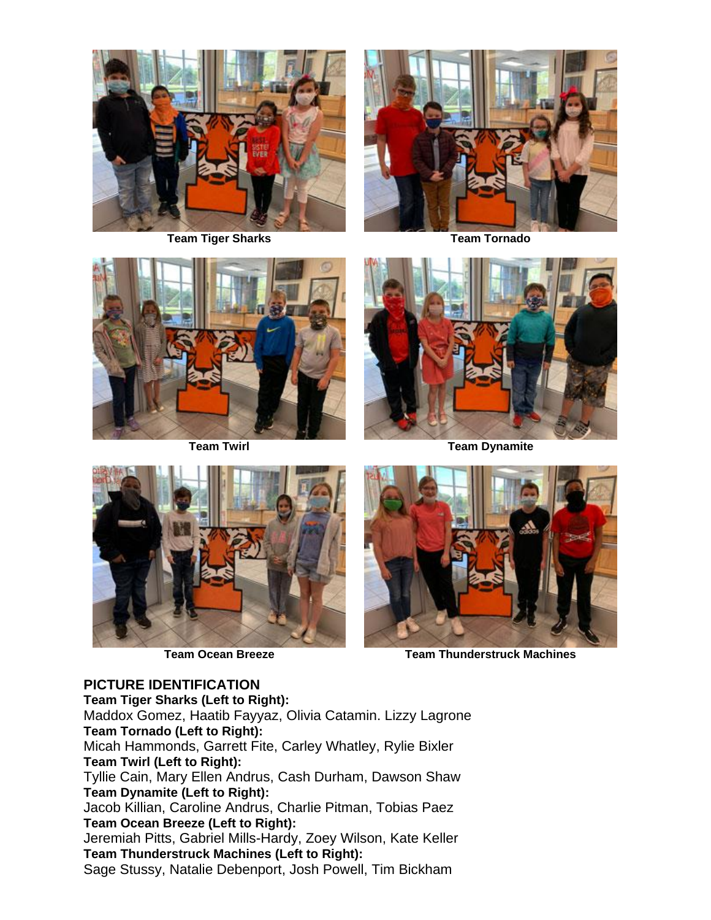Team Tiger Sharks

Team Tornado

Team Twirl

Team Dynamite

Team Ocean Breeze

Team Thunderstruck Machines

## PICTURE IDENTIFICATION

**Team Tiger Sharks (Left to Right):**
Maddox Gomez, Haatib Fayyaz, Olivia Catamin. Lizzy Lagrone

**Team Tornado (Left to Right):**
Micah Hammonds, Garrett Fite, Carley Whatley, Rylie Bixler

**Team Twirl (Left to Right):**
Tyllie Cain, Mary Ellen Andrus, Cash Durham, Dawson Shaw

**Team Dynamite (Left to Right):**
Jacob Killian, Caroline Andrus, Charlie Pitman, Tobias Paez

**Team Ocean Breeze (Left to Right):**
Jeremiah Pitts, Gabriel Mills-Hardy, Zoey Wilson, Kate Keller

**Team Thunderstruck Machines (Left to Right):**
Sage Stussy, Natalie Debenport, Josh Powell, Tim Bickham